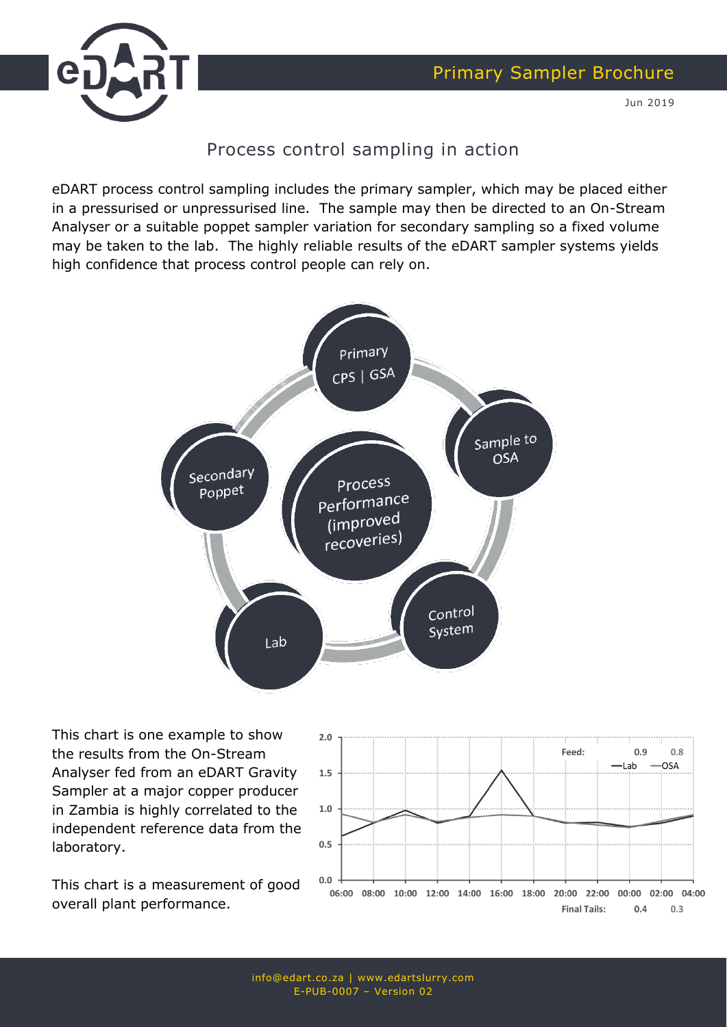# Primary Sampler Brochure

Jun 2019

## Process control sampling in action

eDART process control sampling includes the primary sampler, which may be placed either in a pressurised or unpressurised line. The sample may then be directed to an On-Stream Analyser or a suitable poppet sampler variation for secondary sampling so a fixed volume may be taken to the lab. The highly reliable results of the eDART sampler systems yields high confidence that process control people can rely on.

Primary CPS | GSA → Sample to OSA → Control System → Lab → Secondary Poppet → Primary CPS | GSA

Process Performance (improved recoveries)

This chart is one example to show the results from the On-Stream Analyser fed from an eDART Gravity Sampler at a major copper producer in Zambia is highly correlated to the independent reference data from the laboratory.

This chart is a measurement of good overall plant performance.

| | Lab | OSA |
|---|---|---|
| Feed: | 0.9 | 0.8 |
| Final Tails: | 0.4 | 0.3 |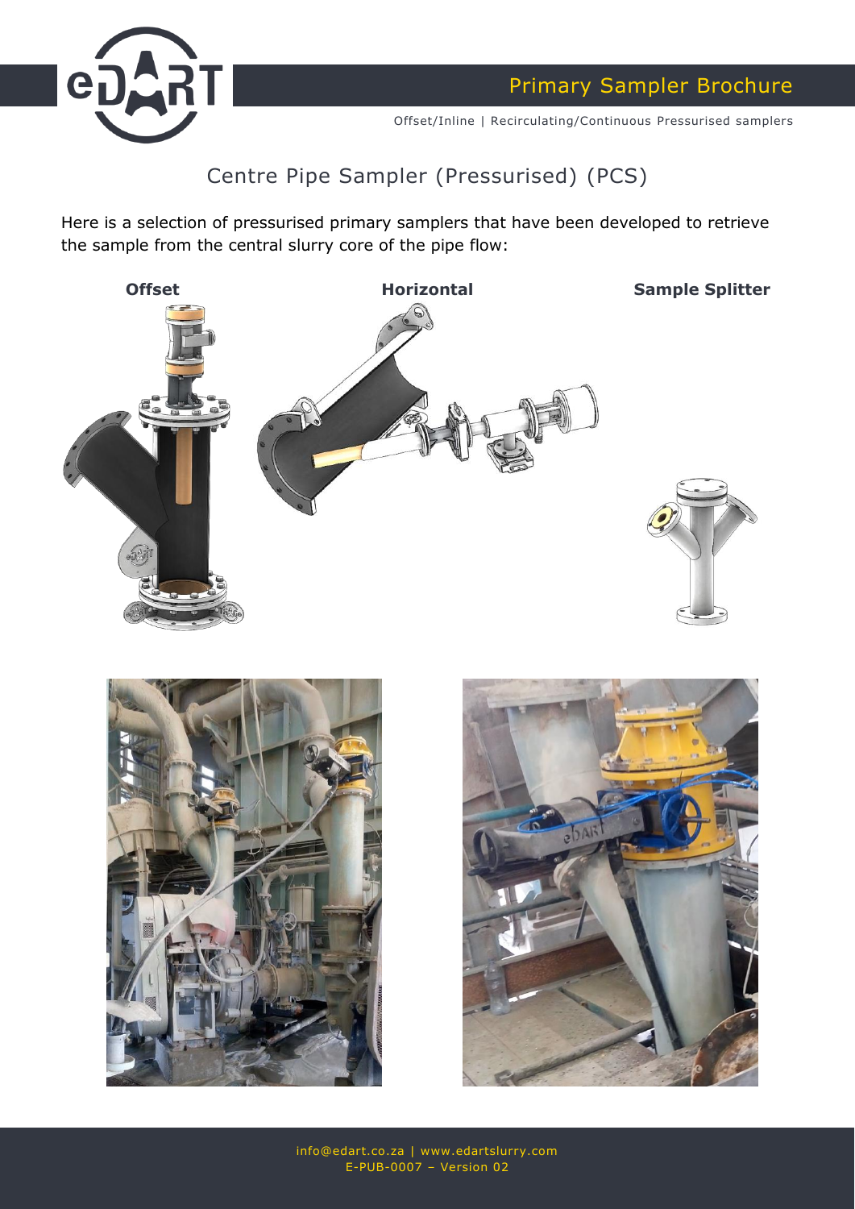# Centre Pipe Sampler (Pressurised) (PCS)

Here is a selection of pressurised primary samplers that have been developed to retrieve the sample from the central slurry core of the pipe flow:

**Offset**

**Horizontal**

**Sample Splitter**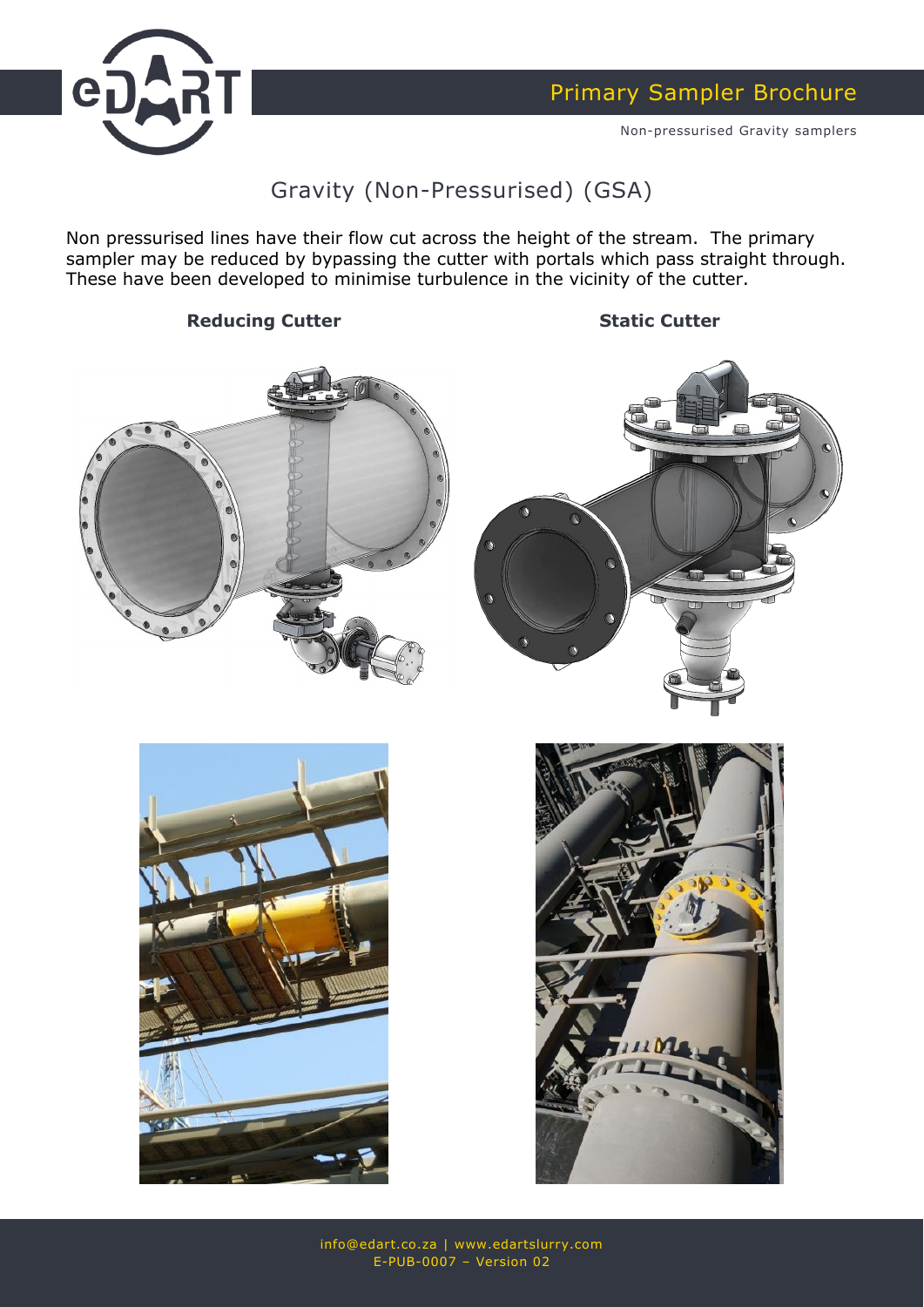# Gravity (Non-Pressurised) (GSA)

Non pressurised lines have their flow cut across the height of the stream. The primary sampler may be reduced by bypassing the cutter with portals which pass straight through. These have been developed to minimise turbulence in the vicinity of the cutter.

**Reducing Cutter**

**Static Cutter**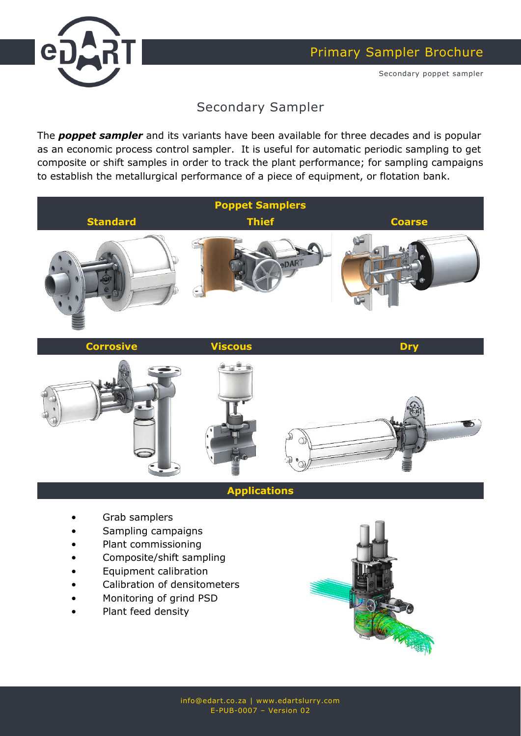# Secondary Sampler

The ***poppet sampler*** and its variants have been available for three decades and is popular as an economic process control sampler. It is useful for automatic periodic sampling to get composite or shift samples in order to track the plant performance; for sampling campaigns to establish the metallurgical performance of a piece of equipment, or flotation bank.

## Poppet Samplers

**Standard** | **Thief** | **Coarse**

**Corrosive** | **Viscous** | **Dry**

## Applications

- Grab samplers
- Sampling campaigns
- Plant commissioning
- Composite/shift sampling
- Equipment calibration
- Calibration of densitometers
- Monitoring of grind PSD
- Plant feed density

info@edart.co.za | www.edartslurry.com
E-PUB-0007 – Version 02